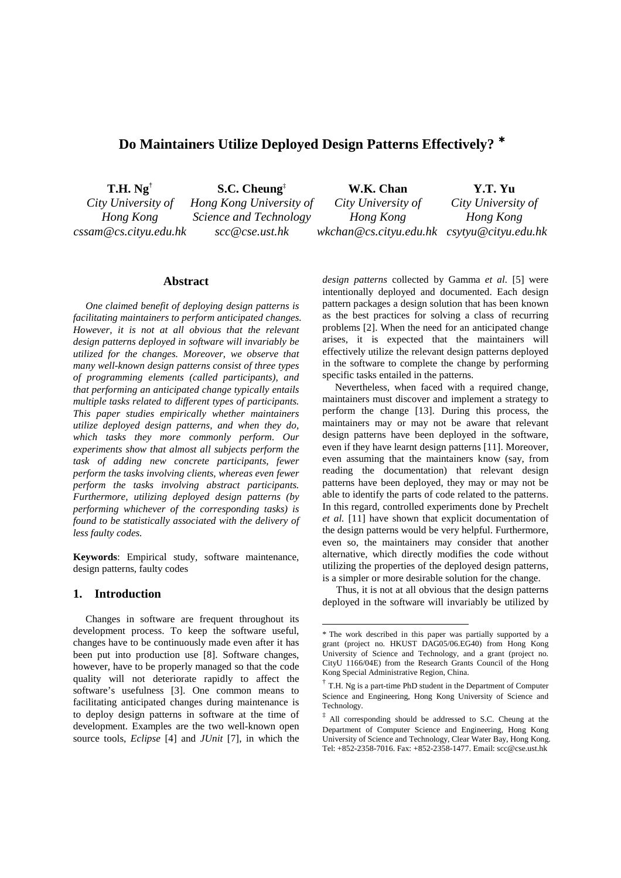# Do Maintainers Utilize Deployed Design Patterns Effectively? *

**T.H. Ng**[†]
*City University of Hong Kong*
*cssam@cs.cityu.edu.hk*

**S.C. Cheung**[‡]
*Hong Kong University of Science and Technology*
*scc@cse.ust.hk*

**W.K. Chan**
*City University of Hong Kong*
*wkchan@cs.cityu.edu.hk*

**Y.T. Yu**
*City University of Hong Kong*
*csytyu@cityu.edu.hk*

## Abstract

*One claimed benefit of deploying design patterns is facilitating maintainers to perform anticipated changes. However, it is not at all obvious that the relevant design patterns deployed in software will invariably be utilized for the changes. Moreover, we observe that many well-known design patterns consist of three types of programming elements (called participants), and that performing an anticipated change typically entails multiple tasks related to different types of participants. This paper studies empirically whether maintainers utilize deployed design patterns, and when they do, which tasks they more commonly perform. Our experiments show that almost all subjects perform the task of adding new concrete participants, fewer perform the tasks involving clients, whereas even fewer perform the tasks involving abstract participants. Furthermore, utilizing deployed design patterns (by performing whichever of the corresponding tasks) is found to be statistically associated with the delivery of less faulty codes.*

**Keywords**: Empirical study, software maintenance, design patterns, faulty codes

## 1. Introduction

Changes in software are frequent throughout its development process. To keep the software useful, changes have to be continuously made even after it has been put into production use [8]. Software changes, however, have to be properly managed so that the code quality will not deteriorate rapidly to affect the software's usefulness [3]. One common means to facilitating anticipated changes during maintenance is to deploy design patterns in software at the time of development. Examples are the two well-known open source tools, *Eclipse* [4] and *JUnit* [7], in which the *design patterns* collected by Gamma *et al.* [5] were intentionally deployed and documented. Each design pattern packages a design solution that has been known as the best practices for solving a class of recurring problems [2]. When the need for an anticipated change arises, it is expected that the maintainers will effectively utilize the relevant design patterns deployed in the software to complete the change by performing specific tasks entailed in the patterns.

Nevertheless, when faced with a required change, maintainers must discover and implement a strategy to perform the change [13]. During this process, the maintainers may or may not be aware that relevant design patterns have been deployed in the software, even if they have learnt design patterns [11]. Moreover, even assuming that the maintainers know (say, from reading the documentation) that relevant design patterns have been deployed, they may or may not be able to identify the parts of code related to the patterns. In this regard, controlled experiments done by Prechelt *et al.* [11] have shown that explicit documentation of the design patterns would be very helpful. Furthermore, even so, the maintainers may consider that another alternative, which directly modifies the code without utilizing the properties of the deployed design patterns, is a simpler or more desirable solution for the change.

Thus, it is not at all obvious that the design patterns deployed in the software will invariably be utilized by

---

* The work described in this paper was partially supported by a grant (project no. HKUST DAG05/06.EG40) from Hong Kong University of Science and Technology, and a grant (project no. CityU 1166/04E) from the Research Grants Council of the Hong Kong Special Administrative Region, China.

† T.H. Ng is a part-time PhD student in the Department of Computer Science and Engineering, Hong Kong University of Science and Technology.

‡ All corresponding should be addressed to S.C. Cheung at the Department of Computer Science and Engineering, Hong Kong University of Science and Technology, Clear Water Bay, Hong Kong. Tel: +852-2358-7016. Fax: +852-2358-1477. Email: scc@cse.ust.hk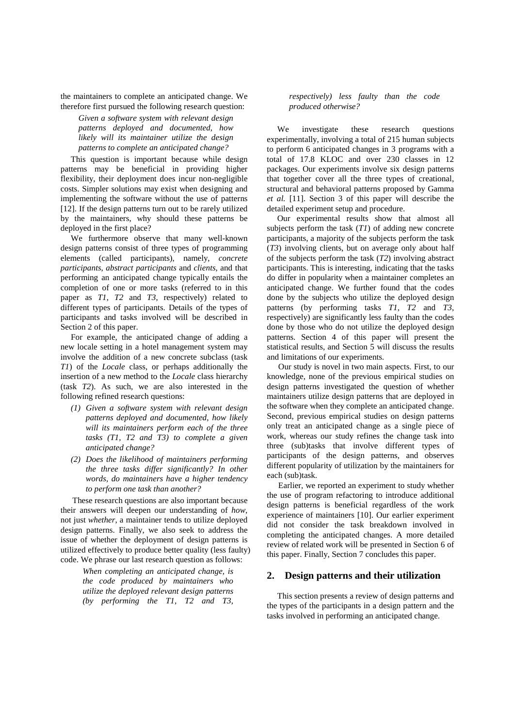the maintainers to complete an anticipated change. We therefore first pursued the following research question:

> *Given a software system with relevant design patterns deployed and documented, how likely will its maintainer utilize the design patterns to complete an anticipated change?*

This question is important because while design patterns may be beneficial in providing higher flexibility, their deployment does incur non-negligible costs. Simpler solutions may exist when designing and implementing the software without the use of patterns [12]. If the design patterns turn out to be rarely utilized by the maintainers, why should these patterns be deployed in the first place?

We furthermore observe that many well-known design patterns consist of three types of programming elements (called participants), namely, *concrete participants*, *abstract participants* and *clients*, and that performing an anticipated change typically entails the completion of one or more tasks (referred to in this paper as *T1*, *T2* and *T3*, respectively) related to different types of participants. Details of the types of participants and tasks involved will be described in Section 2 of this paper.

For example, the anticipated change of adding a new locale setting in a hotel management system may involve the addition of a new concrete subclass (task *T1*) of the *Locale* class, or perhaps additionally the insertion of a new method to the *Locale* class hierarchy (task *T2*). As such, we are also interested in the following refined research questions:

*(1) Given a software system with relevant design patterns deployed and documented, how likely will its maintainers perform each of the three tasks (T1, T2 and T3) to complete a given anticipated change?*

*(2) Does the likelihood of maintainers performing the three tasks differ significantly? In other words, do maintainers have a higher tendency to perform one task than another?*

These research questions are also important because their answers will deepen our understanding of *how*, not just *whether*, a maintainer tends to utilize deployed design patterns. Finally, we also seek to address the issue of whether the deployment of design patterns is utilized effectively to produce better quality (less faulty) code. We phrase our last research question as follows:

> *When completing an anticipated change, is the code produced by maintainers who utilize the deployed relevant design patterns (by performing the T1, T2 and T3, respectively) less faulty than the code produced otherwise?*

We investigate these research questions experimentally, involving a total of 215 human subjects to perform 6 anticipated changes in 3 programs with a total of 17.8 KLOC and over 230 classes in 12 packages. Our experiments involve six design patterns that together cover all the three types of creational, structural and behavioral patterns proposed by Gamma *et al.* [11]. Section 3 of this paper will describe the detailed experiment setup and procedure.

Our experimental results show that almost all subjects perform the task (*T1*) of adding new concrete participants, a majority of the subjects perform the task (*T3*) involving clients, but on average only about half of the subjects perform the task (*T2*) involving abstract participants. This is interesting, indicating that the tasks do differ in popularity when a maintainer completes an anticipated change. We further found that the codes done by the subjects who utilize the deployed design patterns (by performing tasks *T1*, *T2* and *T3*, respectively) are significantly less faulty than the codes done by those who do not utilize the deployed design patterns. Section 4 of this paper will present the statistical results, and Section 5 will discuss the results and limitations of our experiments.

Our study is novel in two main aspects. First, to our knowledge, none of the previous empirical studies on design patterns investigated the question of whether maintainers utilize design patterns that are deployed in the software when they complete an anticipated change. Second, previous empirical studies on design patterns only treat an anticipated change as a single piece of work, whereas our study refines the change task into three (sub)tasks that involve different types of participants of the design patterns, and observes different popularity of utilization by the maintainers for each (sub)task.

Earlier, we reported an experiment to study whether the use of program refactoring to introduce additional design patterns is beneficial regardless of the work experience of maintainers [10]. Our earlier experiment did not consider the task breakdown involved in completing the anticipated changes. A more detailed review of related work will be presented in Section 6 of this paper. Finally, Section 7 concludes this paper.

## 2. Design patterns and their utilization

This section presents a review of design patterns and the types of the participants in a design pattern and the tasks involved in performing an anticipated change.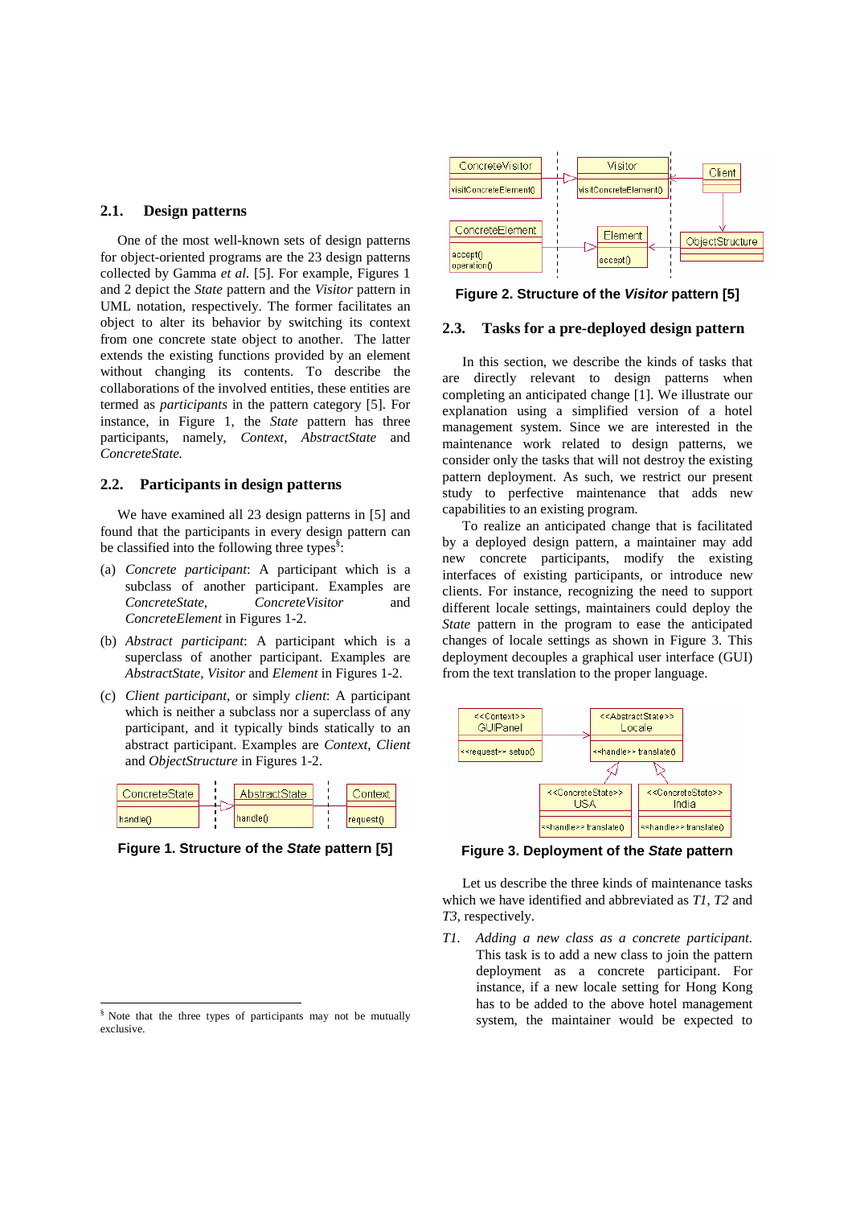### 2.1. Design patterns

One of the most well-known sets of design patterns for object-oriented programs are the 23 design patterns collected by Gamma *et al.* [5]. For example, Figures 1 and 2 depict the *State* pattern and the *Visitor* pattern in UML notation, respectively. The former facilitates an object to alter its behavior by switching its context from one concrete state object to another. The latter extends the existing functions provided by an element without changing its contents. To describe the collaborations of the involved entities, these entities are termed as *participants* in the pattern category [5]. For instance, in Figure 1, the *State* pattern has three participants, namely, *Context*, *AbstractState* and *ConcreteState.*

### 2.2. Participants in design patterns

We have examined all 23 design patterns in [5] and found that the participants in every design pattern can be classified into the following three types[§]:

(a) *Concrete participant*: A participant which is a subclass of another participant. Examples are *ConcreteState*, *ConcreteVisitor* and *ConcreteElement* in Figures 1-2.

(b) *Abstract participant*: A participant which is a superclass of another participant. Examples are *AbstractState*, *Visitor* and *Element* in Figures 1-2.

(c) *Client participant*, or simply *client*: A participant which is neither a subclass nor a superclass of any participant, and it typically binds statically to an abstract participant. Examples are *Context*, *Client* and *ObjectStructure* in Figures 1-2.

**Figure 1. Structure of the *State* pattern [5]**

**Figure 2. Structure of the *Visitor* pattern [5]**

### 2.3. Tasks for a pre-deployed design pattern

In this section, we describe the kinds of tasks that are directly relevant to design patterns when completing an anticipated change [1]. We illustrate our explanation using a simplified version of a hotel management system. Since we are interested in the maintenance work related to design patterns, we consider only the tasks that will not destroy the existing pattern deployment. As such, we restrict our present study to perfective maintenance that adds new capabilities to an existing program.

To realize an anticipated change that is facilitated by a deployed design pattern, a maintainer may add new concrete participants, modify the existing interfaces of existing participants, or introduce new clients. For instance, recognizing the need to support different locale settings, maintainers could deploy the *State* pattern in the program to ease the anticipated changes of locale settings as shown in Figure 3. This deployment decouples a graphical user interface (GUI) from the text translation to the proper language.

**Figure 3. Deployment of the *State* pattern**

Let us describe the three kinds of maintenance tasks which we have identified and abbreviated as *T1*, *T2* and *T3*, respectively.

*T1. Adding a new class as a concrete participant.* This task is to add a new class to join the pattern deployment as a concrete participant. For instance, if a new locale setting for Hong Kong has to be added to the above hotel management system, the maintainer would be expected to

[§] Note that the three types of participants may not be mutually exclusive.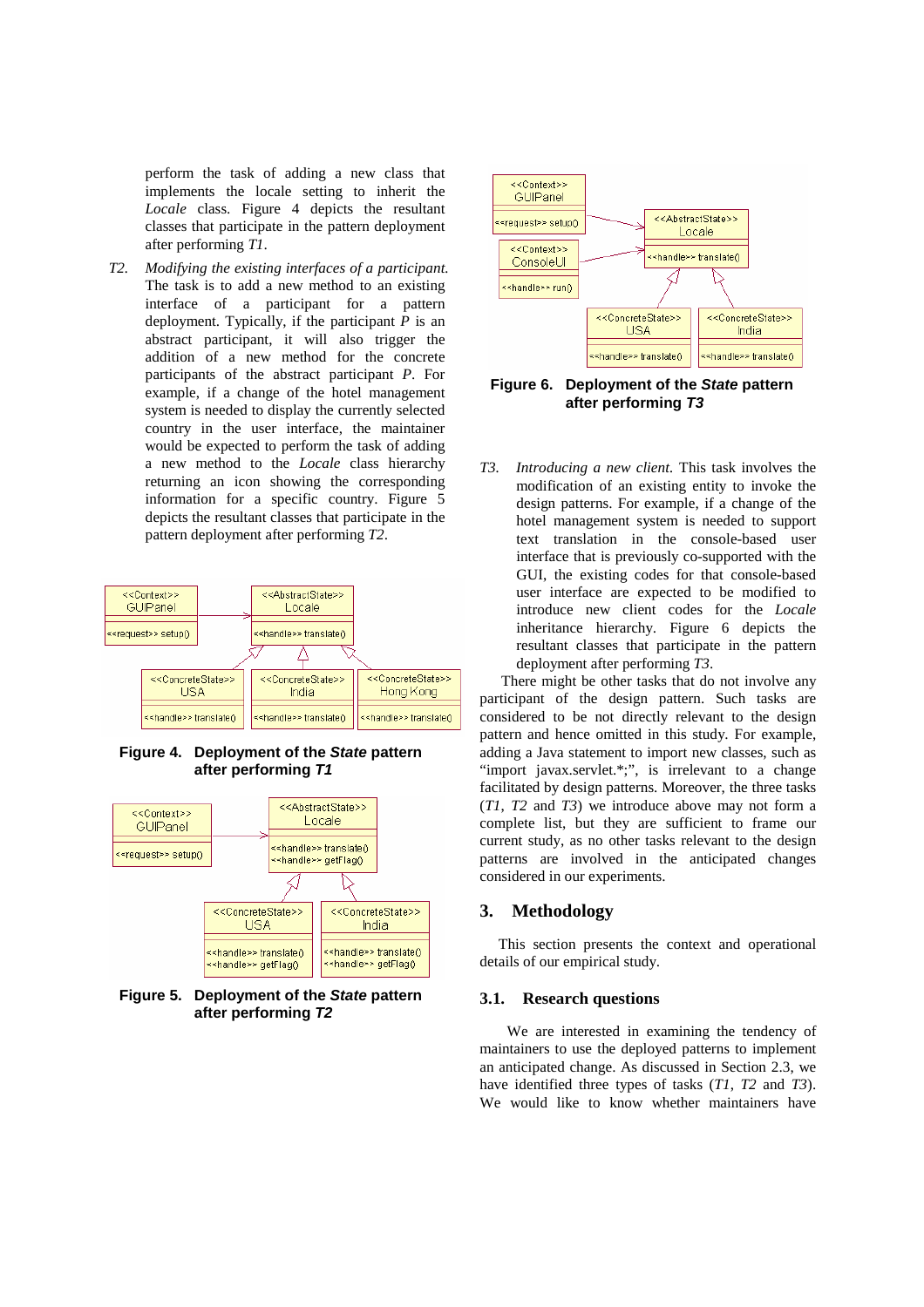perform the task of adding a new class that implements the locale setting to inherit the *Locale* class. Figure 4 depicts the resultant classes that participate in the pattern deployment after performing *T1*.

*T2.* *Modifying the existing interfaces of a participant.* The task is to add a new method to an existing interface of a participant for a pattern deployment. Typically, if the participant *P* is an abstract participant, it will also trigger the addition of a new method for the concrete participants of the abstract participant *P*. For example, if a change of the hotel management system is needed to display the currently selected country in the user interface, the maintainer would be expected to perform the task of adding a new method to the *Locale* class hierarchy returning an icon showing the corresponding information for a specific country. Figure 5 depicts the resultant classes that participate in the pattern deployment after performing *T2*.

**Figure 4. Deployment of the *State* pattern after performing *T1***

**Figure 5. Deployment of the *State* pattern after performing *T2***

**Figure 6. Deployment of the *State* pattern after performing *T3***

*T3.* *Introducing a new client.* This task involves the modification of an existing entity to invoke the design patterns. For example, if a change of the hotel management system is needed to support text translation in the console-based user interface that is previously co-supported with the GUI, the existing codes for that console-based user interface are expected to be modified to introduce new client codes for the *Locale* inheritance hierarchy. Figure 6 depicts the resultant classes that participate in the pattern deployment after performing *T3*.

There might be other tasks that do not involve any participant of the design pattern. Such tasks are considered to be not directly relevant to the design pattern and hence omitted in this study. For example, adding a Java statement to import new classes, such as "import javax.servlet.*;", is irrelevant to a change facilitated by design patterns. Moreover, the three tasks (*T1*, *T2* and *T3*) we introduce above may not form a complete list, but they are sufficient to frame our current study, as no other tasks relevant to the design patterns are involved in the anticipated changes considered in our experiments.

## 3. Methodology

This section presents the context and operational details of our empirical study.

### 3.1. Research questions

We are interested in examining the tendency of maintainers to use the deployed patterns to implement an anticipated change. As discussed in Section 2.3, we have identified three types of tasks (*T1*, *T2* and *T3*). We would like to know whether maintainers have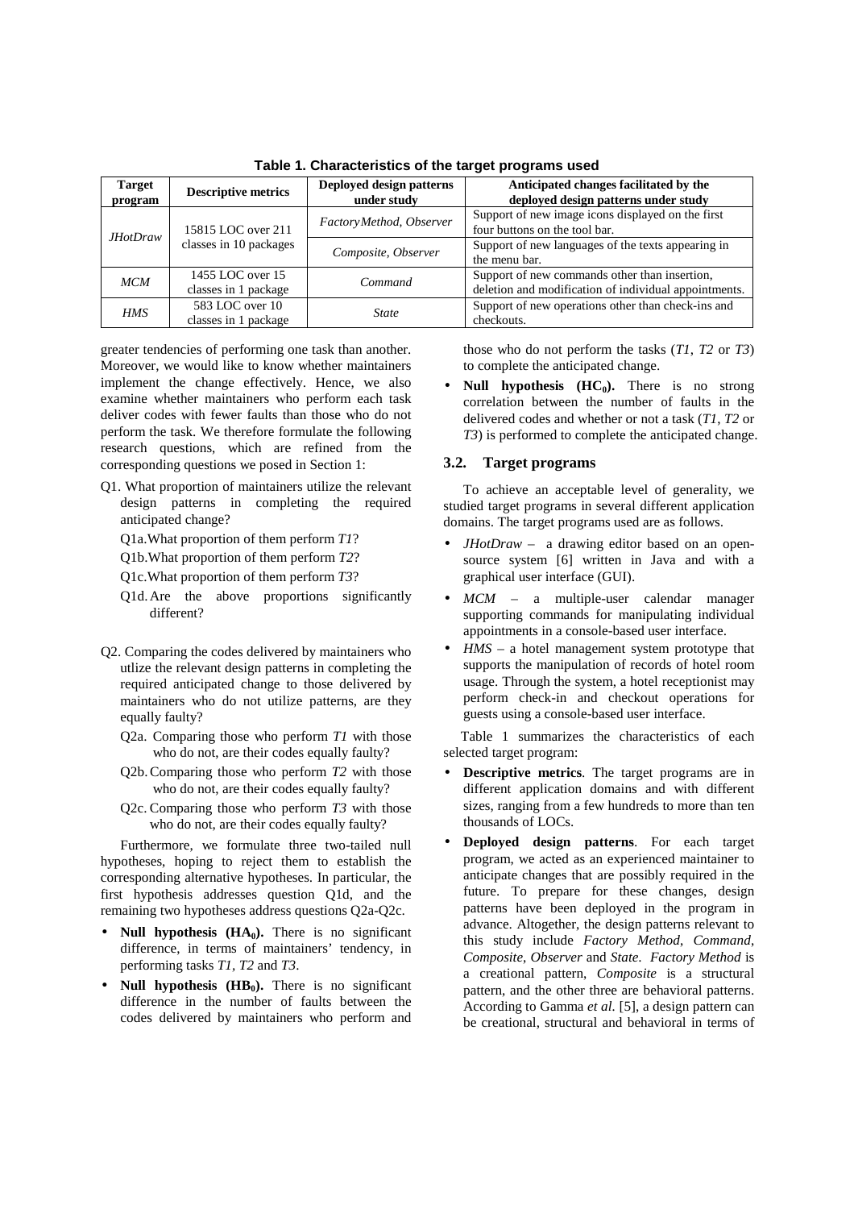**Table 1. Characteristics of the target programs used**

| Target program | Descriptive metrics | Deployed design patterns under study | Anticipated changes facilitated by the deployed design patterns under study |
|---|---|---|---|
| *JHotDraw* | 15815 LOC over 211 classes in 10 packages | *FactoryMethod, Observer* | Support of new image icons displayed on the first four buttons on the tool bar. |
| | | *Composite, Observer* | Support of new languages of the texts appearing in the menu bar. |
| *MCM* | 1455 LOC over 15 classes in 1 package | *Command* | Support of new commands other than insertion, deletion and modification of individual appointments. |
| *HMS* | 583 LOC over 10 classes in 1 package | *State* | Support of new operations other than check-ins and checkouts. |

greater tendencies of performing one task than another. Moreover, we would like to know whether maintainers implement the change effectively. Hence, we also examine whether maintainers who perform each task deliver codes with fewer faults than those who do not perform the task. We therefore formulate the following research questions, which are refined from the corresponding questions we posed in Section 1:

Q1. What proportion of maintainers utilize the relevant design patterns in completing the required anticipated change?

- Q1a. What proportion of them perform *T1*?
- Q1b. What proportion of them perform *T2*?
- Q1c. What proportion of them perform *T3*?
- Q1d. Are the above proportions significantly different?

Q2. Comparing the codes delivered by maintainers who utlize the relevant design patterns in completing the required anticipated change to those delivered by maintainers who do not utilize patterns, are they equally faulty?

- Q2a. Comparing those who perform *T1* with those who do not, are their codes equally faulty?
- Q2b. Comparing those who perform *T2* with those who do not, are their codes equally faulty?
- Q2c. Comparing those who perform *T3* with those who do not, are their codes equally faulty?

Furthermore, we formulate three two-tailed null hypotheses, hoping to reject them to establish the corresponding alternative hypotheses. In particular, the first hypothesis addresses question Q1d, and the remaining two hypotheses address questions Q2a-Q2c.

- **Null hypothesis ($HA_0$).** There is no significant difference, in terms of maintainers' tendency, in performing tasks *T1*, *T2* and *T3*.
- **Null hypothesis ($HB_0$).** There is no significant difference in the number of faults between the codes delivered by maintainers who perform and those who do not perform the tasks (*T1*, *T2* or *T3*) to complete the anticipated change.
- **Null hypothesis ($HC_0$).** There is no strong correlation between the number of faults in the delivered codes and whether or not a task (*T1*, *T2* or *T3*) is performed to complete the anticipated change.

### 3.2. Target programs

To achieve an acceptable level of generality, we studied target programs in several different application domains. The target programs used are as follows.

- *JHotDraw* – a drawing editor based on an open-source system [6] written in Java and with a graphical user interface (GUI).
- *MCM* – a multiple-user calendar manager supporting commands for manipulating individual appointments in a console-based user interface.
- *HMS* – a hotel management system prototype that supports the manipulation of records of hotel room usage. Through the system, a hotel receptionist may perform check-in and checkout operations for guests using a console-based user interface.

Table 1 summarizes the characteristics of each selected target program:

- **Descriptive metrics**. The target programs are in different application domains and with different sizes, ranging from a few hundreds to more than ten thousands of LOCs.
- **Deployed design patterns**. For each target program, we acted as an experienced maintainer to anticipate changes that are possibly required in the future. To prepare for these changes, design patterns have been deployed in the program in advance. Altogether, the design patterns relevant to this study include *Factory Method*, *Command*, *Composite*, *Observer* and *State*. *Factory Method* is a creational pattern, *Composite* is a structural pattern, and the other three are behavioral patterns. According to Gamma *et al.* [5], a design pattern can be creational, structural and behavioral in terms of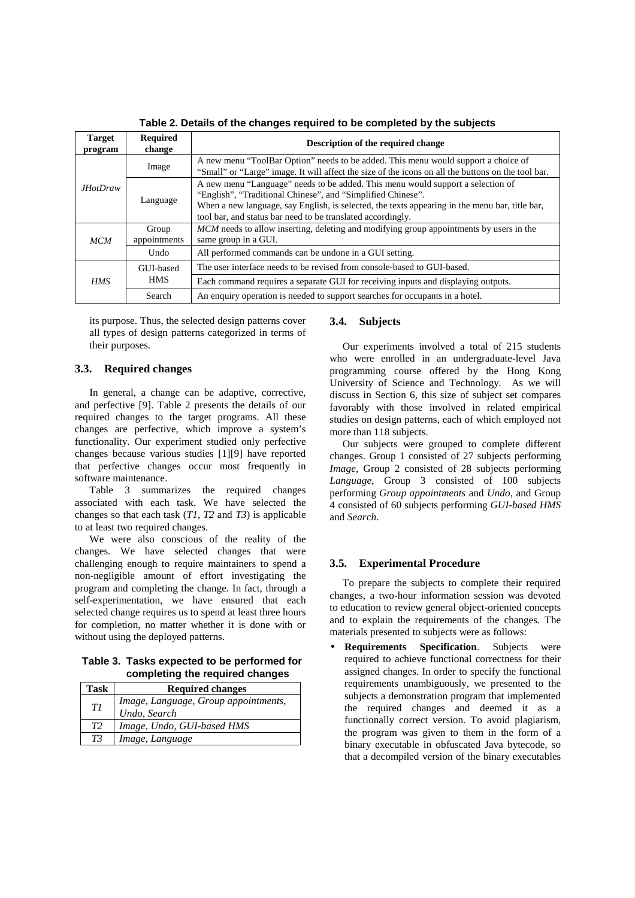**Table 2. Details of the changes required to be completed by the subjects**

| Target program | Required change | Description of the required change |
|---|---|---|
| *JHotDraw* | Image | A new menu “ToolBar Option” needs to be added. This menu would support a choice of “Small” or “Large” image. It will affect the size of the icons on all the buttons on the tool bar. |
| | Language | A new menu “Language” needs to be added. This menu would support a selection of “English”, “Traditional Chinese”, and “Simplified Chinese”. When a new language, say English, is selected, the texts appearing in the menu bar, title bar, tool bar, and status bar need to be translated accordingly. |
| *MCM* | Group appointments | *MCM* needs to allow inserting, deleting and modifying group appointments by users in the same group in a GUI. |
| | Undo | All performed commands can be undone in a GUI setting. |
| *HMS* | GUI-based HMS | The user interface needs to be revised from console-based to GUI-based. |
| | | Each command requires a separate GUI for receiving inputs and displaying outputs. |
| | Search | An enquiry operation is needed to support searches for occupants in a hotel. |

its purpose. Thus, the selected design patterns cover all types of design patterns categorized in terms of their purposes.

### 3.3. Required changes

In general, a change can be adaptive, corrective, and perfective [9]. Table 2 presents the details of our required changes to the target programs. All these changes are perfective, which improve a system's functionality. Our experiment studied only perfective changes because various studies [1][9] have reported that perfective changes occur most frequently in software maintenance.

Table 3 summarizes the required changes associated with each task. We have selected the changes so that each task (*T1*, *T2* and *T3*) is applicable to at least two required changes.

We were also conscious of the reality of the changes. We have selected changes that were challenging enough to require maintainers to spend a non-negligible amount of effort investigating the program and completing the change. In fact, through a self-experimentation, we have ensured that each selected change requires us to spend at least three hours for completion, no matter whether it is done with or without using the deployed patterns.

**Table 3. Tasks expected to be performed for completing the required changes**

| Task | Required changes |
|---|---|
| *T1* | *Image*, *Language*, *Group appointments*, *Undo*, *Search* |
| *T2* | *Image*, *Undo*, *GUI-based HMS* |
| *T3* | *Image*, *Language* |

### 3.4. Subjects

Our experiments involved a total of 215 students who were enrolled in an undergraduate-level Java programming course offered by the Hong Kong University of Science and Technology. As we will discuss in Section 6, this size of subject set compares favorably with those involved in related empirical studies on design patterns, each of which employed not more than 118 subjects.

Our subjects were grouped to complete different changes. Group 1 consisted of 27 subjects performing *Image*, Group 2 consisted of 28 subjects performing *Language*, Group 3 consisted of 100 subjects performing *Group appointments* and *Undo*, and Group 4 consisted of 60 subjects performing *GUI-based HMS* and *Search*.

### 3.5. Experimental Procedure

To prepare the subjects to complete their required changes, a two-hour information session was devoted to education to review general object-oriented concepts and to explain the requirements of the changes. The materials presented to subjects were as follows:

- **Requirements Specification**. Subjects were required to achieve functional correctness for their assigned changes. In order to specify the functional requirements unambiguously, we presented to the subjects a demonstration program that implemented the required changes and deemed it as a functionally correct version. To avoid plagiarism, the program was given to them in the form of a binary executable in obfuscated Java bytecode, so that a decompiled version of the binary executables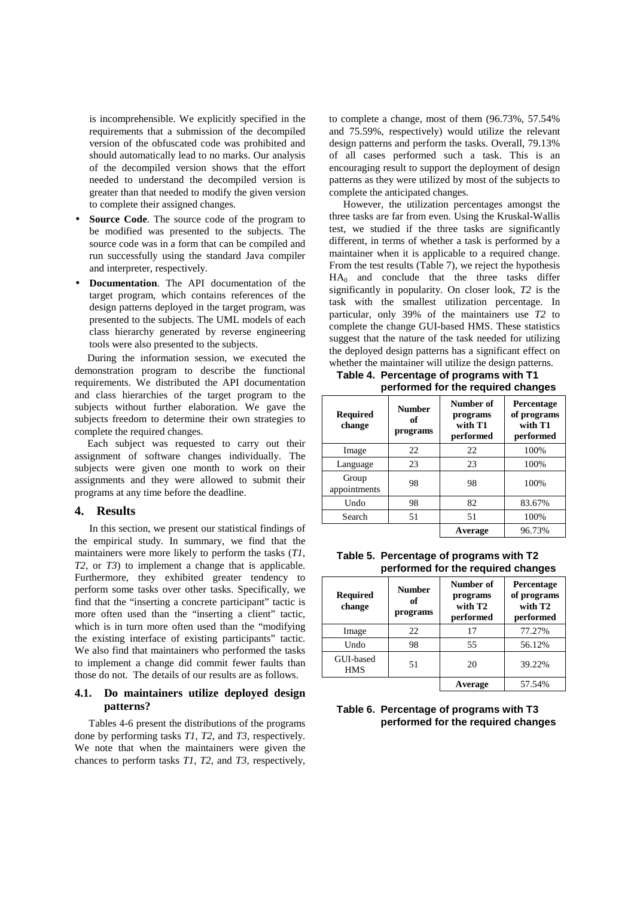is incomprehensible. We explicitly specified in the requirements that a submission of the decompiled version of the obfuscated code was prohibited and should automatically lead to no marks. Our analysis of the decompiled version shows that the effort needed to understand the decompiled version is greater than that needed to modify the given version to complete their assigned changes.

- **Source Code**. The source code of the program to be modified was presented to the subjects. The source code was in a form that can be compiled and run successfully using the standard Java compiler and interpreter, respectively.
- **Documentation**. The API documentation of the target program, which contains references of the design patterns deployed in the target program, was presented to the subjects. The UML models of each class hierarchy generated by reverse engineering tools were also presented to the subjects.

During the information session, we executed the demonstration program to describe the functional requirements. We distributed the API documentation and class hierarchies of the target program to the subjects without further elaboration. We gave the subjects freedom to determine their own strategies to complete the required changes.

Each subject was requested to carry out their assignment of software changes individually. The subjects were given one month to work on their assignments and they were allowed to submit their programs at any time before the deadline.

## 4. Results

In this section, we present our statistical findings of the empirical study. In summary, we find that the maintainers were more likely to perform the tasks (*T1*, *T2*, or *T3*) to implement a change that is applicable. Furthermore, they exhibited greater tendency to perform some tasks over other tasks. Specifically, we find that the "inserting a concrete participant" tactic is more often used than the "inserting a client" tactic, which is in turn more often used than the "modifying the existing interface of existing participants" tactic. We also find that maintainers who performed the tasks to implement a change did commit fewer faults than those do not. The details of our results are as follows.

### 4.1. Do maintainers utilize deployed design patterns?

Tables 4-6 present the distributions of the programs done by performing tasks *T1*, *T2*, and *T3*, respectively. We note that when the maintainers were given the chances to perform tasks *T1*, *T2*, and *T3*, respectively, to complete a change, most of them (96.73%, 57.54% and 75.59%, respectively) would utilize the relevant design patterns and perform the tasks. Overall, 79.13% of all cases performed such a task. This is an encouraging result to support the deployment of design patterns as they were utilized by most of the subjects to complete the anticipated changes.

However, the utilization percentages amongst the three tasks are far from even. Using the Kruskal-Wallis test, we studied if the three tasks are significantly different, in terms of whether a task is performed by a maintainer when it is applicable to a required change. From the test results (Table 7), we reject the hypothesis $HA_0$ and conclude that the three tasks differ significantly in popularity. On closer look, *T2* is the task with the smallest utilization percentage. In particular, only 39% of the maintainers use *T2* to complete the change GUI-based HMS. These statistics suggest that the nature of the task needed for utilizing the deployed design patterns has a significant effect on whether the maintainer will utilize the design patterns.

**Table 4. Percentage of programs with T1 performed for the required changes**

| Required change | Number of programs | Number of programs with T1 performed | Percentage of programs with T1 performed |
|---|---|---|---|
| Image | 22 | 22 | 100% |
| Language | 23 | 23 | 100% |
| Group appointments | 98 | 98 | 100% |
| Undo | 98 | 82 | 83.67% |
| Search | 51 | 51 | 100% |
| | | **Average** | 96.73% |

**Table 5. Percentage of programs with T2 performed for the required changes**

| Required change | Number of programs | Number of programs with T2 performed | Percentage of programs with T2 performed |
|---|---|---|---|
| Image | 22 | 17 | 77.27% |
| Undo | 98 | 55 | 56.12% |
| GUI-based HMS | 51 | 20 | 39.22% |
| | | **Average** | 57.54% |

**Table 6. Percentage of programs with T3 performed for the required changes**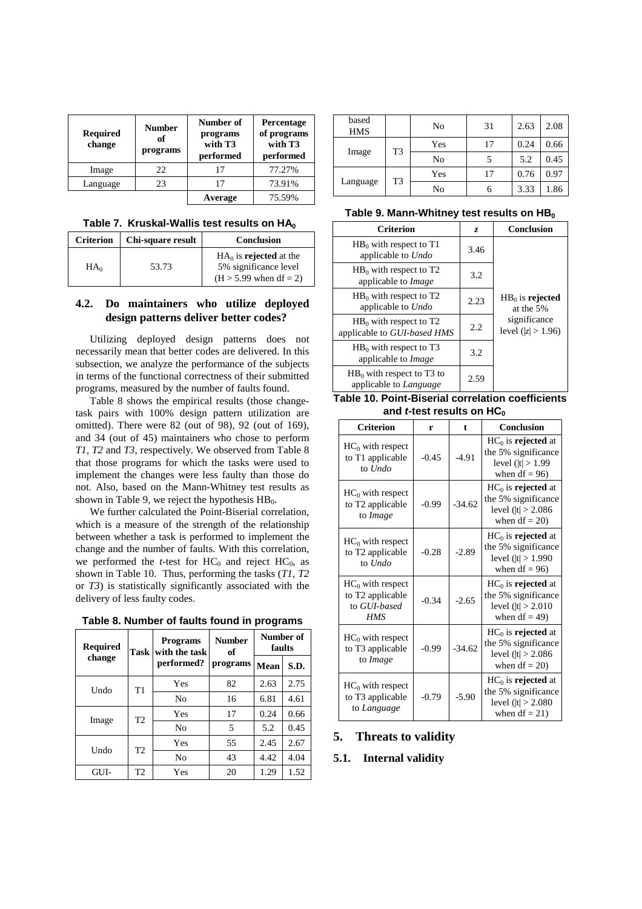| Required change | Number of programs | Number of programs with T3 performed | Percentage of programs with T3 performed |
|---|---|---|---|
| Image | 22 | 17 | 77.27% |
| Language | 23 | 17 | 73.91% |
| | | **Average** | 75.59% |

**Table 7. Kruskal-Wallis test results on $HA_0$**

| Criterion | Chi-square result | Conclusion |
|---|---|---|
| $HA_0$ | 53.73 | $HA_0$ is **rejected** at the 5% significance level ($H > 5.99$ when df = 2) |

### 4.2. Do maintainers who utilize deployed design patterns deliver better codes?

Utilizing deployed design patterns does not necessarily mean that better codes are delivered. In this subsection, we analyze the performance of the subjects in terms of the functional correctness of their submitted programs, measured by the number of faults found.

Table 8 shows the empirical results (those change-task pairs with 100% design pattern utilization are omitted). There were 82 (out of 98), 92 (out of 169), and 34 (out of 45) maintainers who chose to perform *T1*, *T2* and *T3*, respectively. We observed from Table 8 that those programs for which the tasks were used to implement the changes were less faulty than those do not. Also, based on the Mann-Whitney test results as shown in Table 9, we reject the hypothesis $HB_0$.

We further calculated the Point-Biserial correlation, which is a measure of the strength of the relationship between whether a task is performed to implement the change and the number of faults. With this correlation, we performed the *t*-test for $HC_0$ and reject $HC_0$, as shown in Table 10. Thus, performing the tasks (*T1*, *T2* or *T3*) is statistically significantly associated with the delivery of less faulty codes.

**Table 8. Number of faults found in programs**

| Required change | Task | Programs with the task performed? | Number of programs | Number of faults | |
|---|---|---|---|---|---|
| | | | | Mean | S.D. |
| Undo | T1 | Yes | 82 | 2.63 | 2.75 |
| | | No | 16 | 6.81 | 4.61 |
| Image | T2 | Yes | 17 | 0.24 | 0.66 |
| | | No | 5 | 5.2 | 0.45 |
| Undo | T2 | Yes | 55 | 2.45 | 2.67 |
| | | No | 43 | 4.42 | 4.04 |
| GUI-based HMS | T2 | Yes | 20 | 1.29 | 1.52 |
| | | No | 31 | 2.63 | 2.08 |
| Image | T3 | Yes | 17 | 0.24 | 0.66 |
| | | No | 5 | 5.2 | 0.45 |
| Language | T3 | Yes | 17 | 0.76 | 0.97 |
| | | No | 6 | 3.33 | 1.86 |

**Table 9. Mann-Whitney test results on $HB_0$**

| Criterion | *z* | Conclusion |
|---|---|---|
| $HB_0$ with respect to T1 applicable to *Undo* | 3.46 | $HB_0$ is **rejected** at the 5% significance level ($\|z\| > 1.96$) |
| $HB_0$ with respect to T2 applicable to *Image* | 3.2 | |
| $HB_0$ with respect to T2 applicable to *Undo* | 2.23 | |
| $HB_0$ with respect to T2 applicable to *GUI-based HMS* | 2.2 | |
| $HB_0$ with respect to T3 applicable to *Image* | 3.2 | |
| $HB_0$ with respect to T3 to applicable to *Language* | 2.59 | |

**Table 10. Point-Biserial correlation coefficients and *t*-test results on $HC_0$**

| Criterion | r | t | Conclusion |
|---|---|---|---|
| $HC_0$ with respect to T1 applicable to *Undo* | -0.45 | -4.91 | $HC_0$ is **rejected** at the 5% significance level ($\|t\| > 1.99$ when df = 96) |
| $HC_0$ with respect to T2 applicable to *Image* | -0.99 | -34.62 | $HC_0$ is **rejected** at the 5% significance level ($\|t\| > 2.086$ when df = 20) |
| $HC_0$ with respect to T2 applicable to *Undo* | -0.28 | -2.89 | $HC_0$ is **rejected** at the 5% significance level ($\|t\| > 1.990$ when df = 96) |
| $HC_0$ with respect to T2 applicable to *GUI-based HMS* | -0.34 | -2.65 | $HC_0$ is **rejected** at the 5% significance level ($\|t\| > 2.010$ when df = 49) |
| $HC_0$ with respect to T3 applicable to *Image* | -0.99 | -34.62 | $HC_0$ is **rejected** at the 5% significance level ($\|t\| > 2.086$ when df = 20) |
| $HC_0$ with respect to T3 applicable to *Language* | -0.79 | -5.90 | $HC_0$ is **rejected** at the 5% significance level ($\|t\| > 2.080$ when df = 21) |

## 5. Threats to validity

### 5.1. Internal validity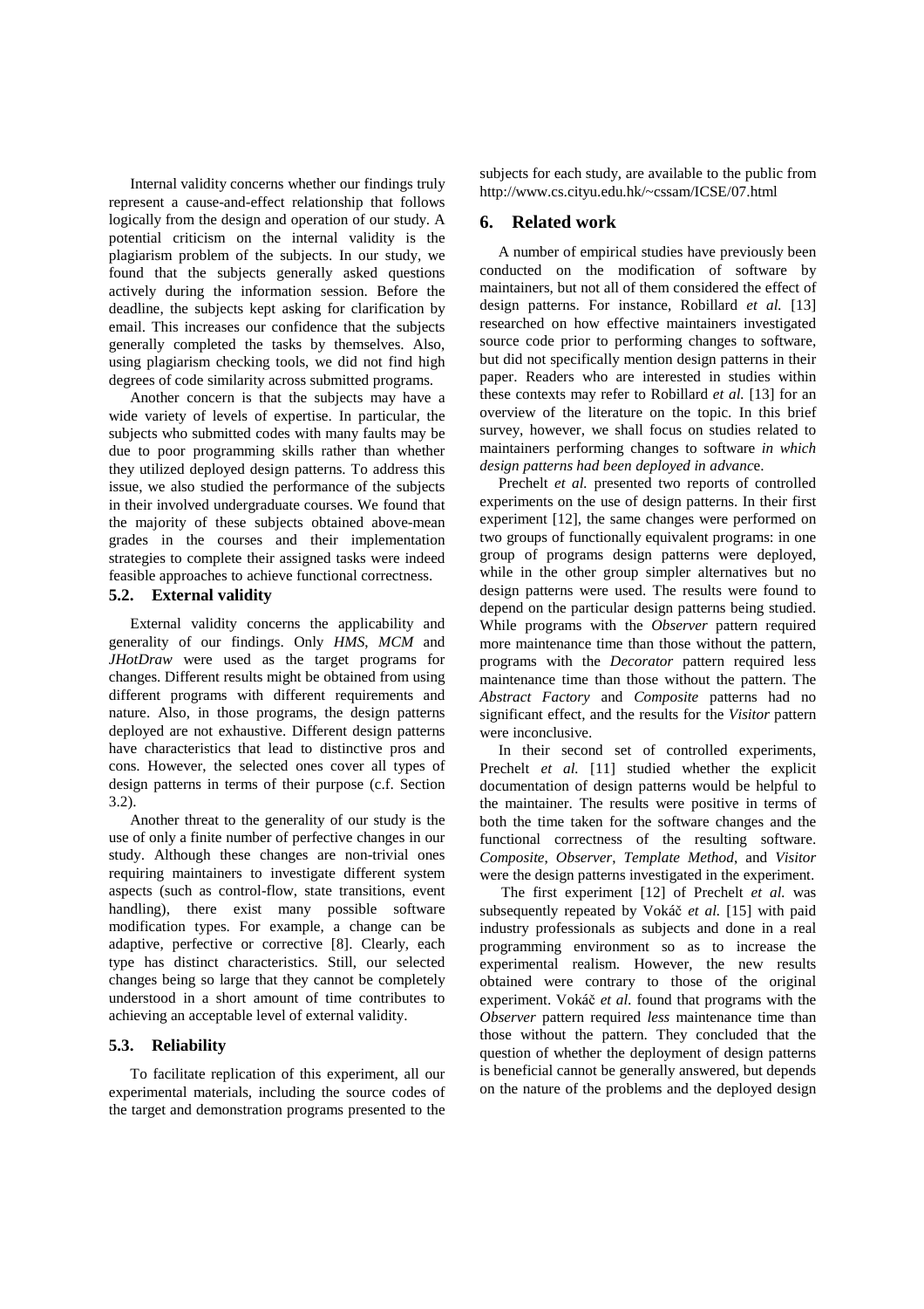Internal validity concerns whether our findings truly represent a cause-and-effect relationship that follows logically from the design and operation of our study. A potential criticism on the internal validity is the plagiarism problem of the subjects. In our study, we found that the subjects generally asked questions actively during the information session. Before the deadline, the subjects kept asking for clarification by email. This increases our confidence that the subjects generally completed the tasks by themselves. Also, using plagiarism checking tools, we did not find high degrees of code similarity across submitted programs.

Another concern is that the subjects may have a wide variety of levels of expertise. In particular, the subjects who submitted codes with many faults may be due to poor programming skills rather than whether they utilized deployed design patterns. To address this issue, we also studied the performance of the subjects in their involved undergraduate courses. We found that the majority of these subjects obtained above-mean grades in the courses and their implementation strategies to complete their assigned tasks were indeed feasible approaches to achieve functional correctness.

### 5.2. External validity

External validity concerns the applicability and generality of our findings. Only *HMS*, *MCM* and *JHotDraw* were used as the target programs for changes. Different results might be obtained from using different programs with different requirements and nature. Also, in those programs, the design patterns deployed are not exhaustive. Different design patterns have characteristics that lead to distinctive pros and cons. However, the selected ones cover all types of design patterns in terms of their purpose (c.f. Section 3.2).

Another threat to the generality of our study is the use of only a finite number of perfective changes in our study. Although these changes are non-trivial ones requiring maintainers to investigate different system aspects (such as control-flow, state transitions, event handling), there exist many possible software modification types. For example, a change can be adaptive, perfective or corrective [8]. Clearly, each type has distinct characteristics. Still, our selected changes being so large that they cannot be completely understood in a short amount of time contributes to achieving an acceptable level of external validity.

### 5.3. Reliability

To facilitate replication of this experiment, all our experimental materials, including the source codes of the target and demonstration programs presented to the subjects for each study, are available to the public from http://www.cs.cityu.edu.hk/~cssam/ICSE/07.html

## 6. Related work

A number of empirical studies have previously been conducted on the modification of software by maintainers, but not all of them considered the effect of design patterns. For instance, Robillard *et al.* [13] researched on how effective maintainers investigated source code prior to performing changes to software, but did not specifically mention design patterns in their paper. Readers who are interested in studies within these contexts may refer to Robillard *et al.* [13] for an overview of the literature on the topic. In this brief survey, however, we shall focus on studies related to maintainers performing changes to software *in which design patterns had been deployed in advance*.

Prechelt *et al.* presented two reports of controlled experiments on the use of design patterns. In their first experiment [12], the same changes were performed on two groups of functionally equivalent programs: in one group of programs design patterns were deployed, while in the other group simpler alternatives but no design patterns were used. The results were found to depend on the particular design patterns being studied. While programs with the *Observer* pattern required more maintenance time than those without the pattern, programs with the *Decorator* pattern required less maintenance time than those without the pattern. The *Abstract Factory* and *Composite* patterns had no significant effect, and the results for the *Visitor* pattern were inconclusive.

In their second set of controlled experiments, Prechelt *et al.* [11] studied whether the explicit documentation of design patterns would be helpful to the maintainer. The results were positive in terms of both the time taken for the software changes and the functional correctness of the resulting software. *Composite*, *Observer*, *Template Method*, and *Visitor* were the design patterns investigated in the experiment.

The first experiment [12] of Prechelt *et al.* was subsequently repeated by Vokáč *et al.* [15] with paid industry professionals as subjects and done in a real programming environment so as to increase the experimental realism. However, the new results obtained were contrary to those of the original experiment. Vokáč *et al.* found that programs with the *Observer* pattern required *less* maintenance time than those without the pattern. They concluded that the question of whether the deployment of design patterns is beneficial cannot be generally answered, but depends on the nature of the problems and the deployed design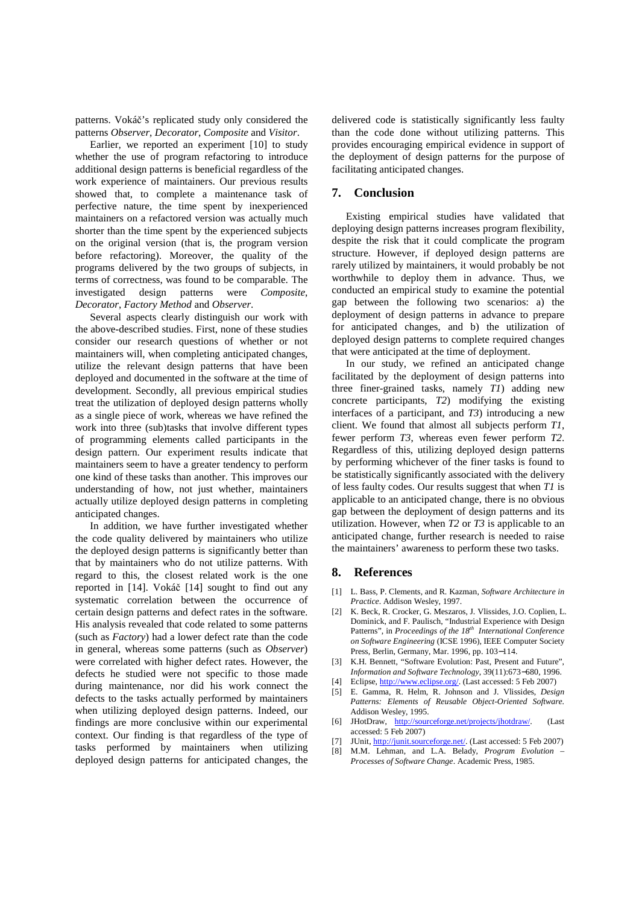patterns. Vokáč's replicated study only considered the patterns *Observer*, *Decorator*, *Composite* and *Visitor*.

Earlier, we reported an experiment [10] to study whether the use of program refactoring to introduce additional design patterns is beneficial regardless of the work experience of maintainers. Our previous results showed that, to complete a maintenance task of perfective nature, the time spent by inexperienced maintainers on a refactored version was actually much shorter than the time spent by the experienced subjects on the original version (that is, the program version before refactoring). Moreover, the quality of the programs delivered by the two groups of subjects, in terms of correctness, was found to be comparable. The investigated design patterns were *Composite*, *Decorator*, *Factory Method* and *Observer*.

Several aspects clearly distinguish our work with the above-described studies. First, none of these studies consider our research questions of whether or not maintainers will, when completing anticipated changes, utilize the relevant design patterns that have been deployed and documented in the software at the time of development. Secondly, all previous empirical studies treat the utilization of deployed design patterns wholly as a single piece of work, whereas we have refined the work into three (sub)tasks that involve different types of programming elements called participants in the design pattern. Our experiment results indicate that maintainers seem to have a greater tendency to perform one kind of these tasks than another. This improves our understanding of how, not just whether, maintainers actually utilize deployed design patterns in completing anticipated changes.

In addition, we have further investigated whether the code quality delivered by maintainers who utilize the deployed design patterns is significantly better than that by maintainers who do not utilize patterns. With regard to this, the closest related work is the one reported in [14]. Vokáč [14] sought to find out any systematic correlation between the occurrence of certain design patterns and defect rates in the software. His analysis revealed that code related to some patterns (such as *Factory*) had a lower defect rate than the code in general, whereas some patterns (such as *Observer*) were correlated with higher defect rates. However, the defects he studied were not specific to those made during maintenance, nor did his work connect the defects to the tasks actually performed by maintainers when utilizing deployed design patterns. Indeed, our findings are more conclusive within our experimental context. Our finding is that regardless of the type of tasks performed by maintainers when utilizing deployed design patterns for anticipated changes, the delivered code is statistically significantly less faulty than the code done without utilizing patterns. This provides encouraging empirical evidence in support of the deployment of design patterns for the purpose of facilitating anticipated changes.

## 7. Conclusion

Existing empirical studies have validated that deploying design patterns increases program flexibility, despite the risk that it could complicate the program structure. However, if deployed design patterns are rarely utilized by maintainers, it would probably be not worthwhile to deploy them in advance. Thus, we conducted an empirical study to examine the potential gap between the following two scenarios: a) the deployment of design patterns in advance to prepare for anticipated changes, and b) the utilization of deployed design patterns to complete required changes that were anticipated at the time of deployment.

In our study, we refined an anticipated change facilitated by the deployment of design patterns into three finer-grained tasks, namely *T1*) adding new concrete participants, *T2*) modifying the existing interfaces of a participant, and *T3*) introducing a new client. We found that almost all subjects perform *T1*, fewer perform *T3*, whereas even fewer perform *T2*. Regardless of this, utilizing deployed design patterns by performing whichever of the finer tasks is found to be statistically significantly associated with the delivery of less faulty codes. Our results suggest that when *T1* is applicable to an anticipated change, there is no obvious gap between the deployment of design patterns and its utilization. However, when *T2* or *T3* is applicable to an anticipated change, further research is needed to raise the maintainers' awareness to perform these two tasks.

## 8. References

[1] L. Bass, P. Clements, and R. Kazman, *Software Architecture in Practice*. Addison Wesley, 1997.

[2] K. Beck, R. Crocker, G. Meszaros, J. Vlissides, J.O. Coplien, L. Dominick, and F. Paulisch, "Industrial Experience with Design Patterns", in *Proceedings of the 18th International Conference on Software Engineering* (ICSE 1996), IEEE Computer Society Press, Berlin, Germany, Mar. 1996, pp. 103−114.

[3] K.H. Bennett, "Software Evolution: Past, Present and Future", *Information and Software Technology*, 39(11):673−680, 1996.

[4] Eclipse, http://www.eclipse.org/. (Last accessed: 5 Feb 2007)

[5] E. Gamma, R. Helm, R. Johnson and J. Vlissides, *Design Patterns: Elements of Reusable Object-Oriented Software*. Addison Wesley, 1995.

[6] JHotDraw, http://sourceforge.net/projects/jhotdraw/. (Last accessed: 5 Feb 2007)

[7] JUnit, http://junit.sourceforge.net/. (Last accessed: 5 Feb 2007)

[8] M.M. Lehman, and L.A. Belady, *Program Evolution – Processes of Software Change*. Academic Press, 1985.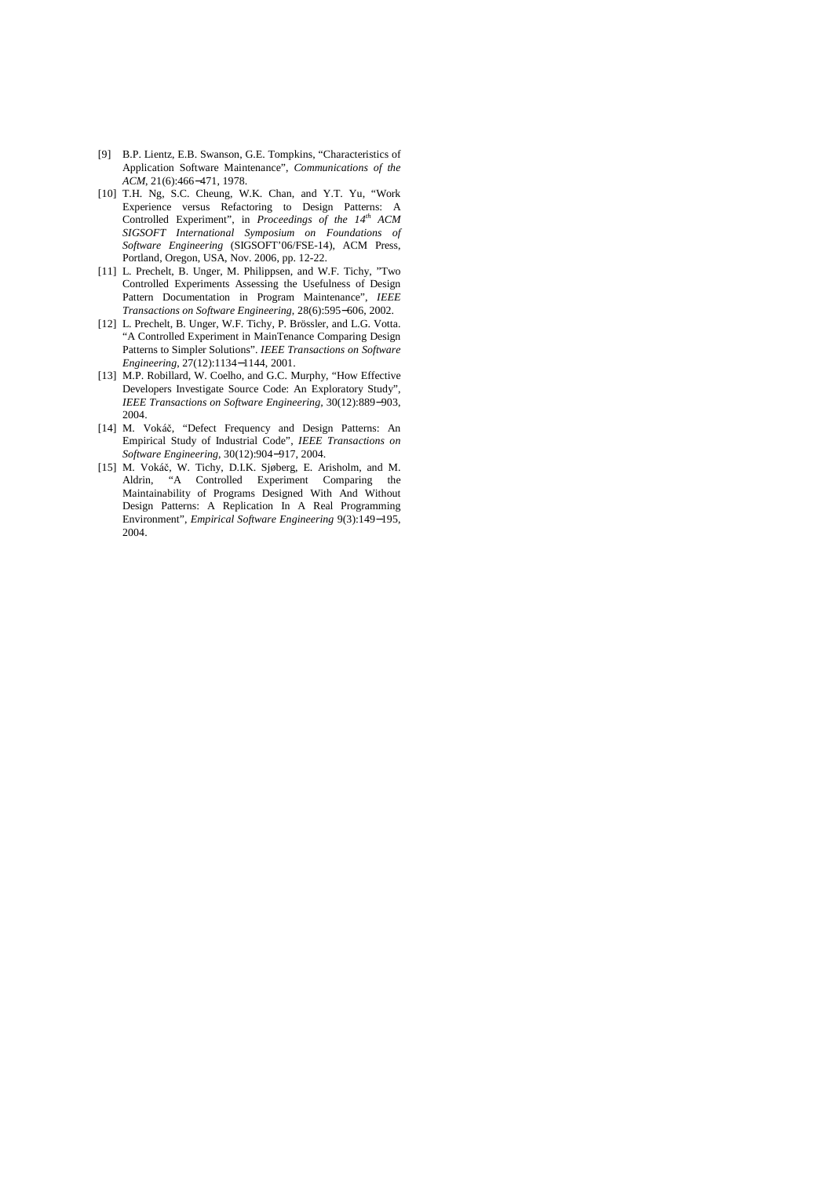[9] B.P. Lientz, E.B. Swanson, G.E. Tompkins, "Characteristics of Application Software Maintenance", *Communications of the ACM*, 21(6):466−471, 1978.

[10] T.H. Ng, S.C. Cheung, W.K. Chan, and Y.T. Yu, "Work Experience versus Refactoring to Design Patterns: A Controlled Experiment", in *Proceedings of the 14th ACM SIGSOFT International Symposium on Foundations of Software Engineering* (SIGSOFT'06/FSE-14), ACM Press, Portland, Oregon, USA, Nov. 2006, pp. 12-22.

[11] L. Prechelt, B. Unger, M. Philippsen, and W.F. Tichy, "Two Controlled Experiments Assessing the Usefulness of Design Pattern Documentation in Program Maintenance", *IEEE Transactions on Software Engineering*, 28(6):595−606, 2002.

[12] L. Prechelt, B. Unger, W.F. Tichy, P. Brössler, and L.G. Votta. "A Controlled Experiment in MainTenance Comparing Design Patterns to Simpler Solutions". *IEEE Transactions on Software Engineering*, 27(12):1134−1144, 2001.

[13] M.P. Robillard, W. Coelho, and G.C. Murphy, "How Effective Developers Investigate Source Code: An Exploratory Study", *IEEE Transactions on Software Engineering*, 30(12):889−903, 2004.

[14] M. Vokáč, "Defect Frequency and Design Patterns: An Empirical Study of Industrial Code", *IEEE Transactions on Software Engineering*, 30(12):904−917, 2004.

[15] M. Vokáč, W. Tichy, D.I.K. Sjøberg, E. Arisholm, and M. Aldrin, "A Controlled Experiment Comparing the Maintainability of Programs Designed With And Without Design Patterns: A Replication In A Real Programming Environment", *Empirical Software Engineering* 9(3):149−195, 2004.